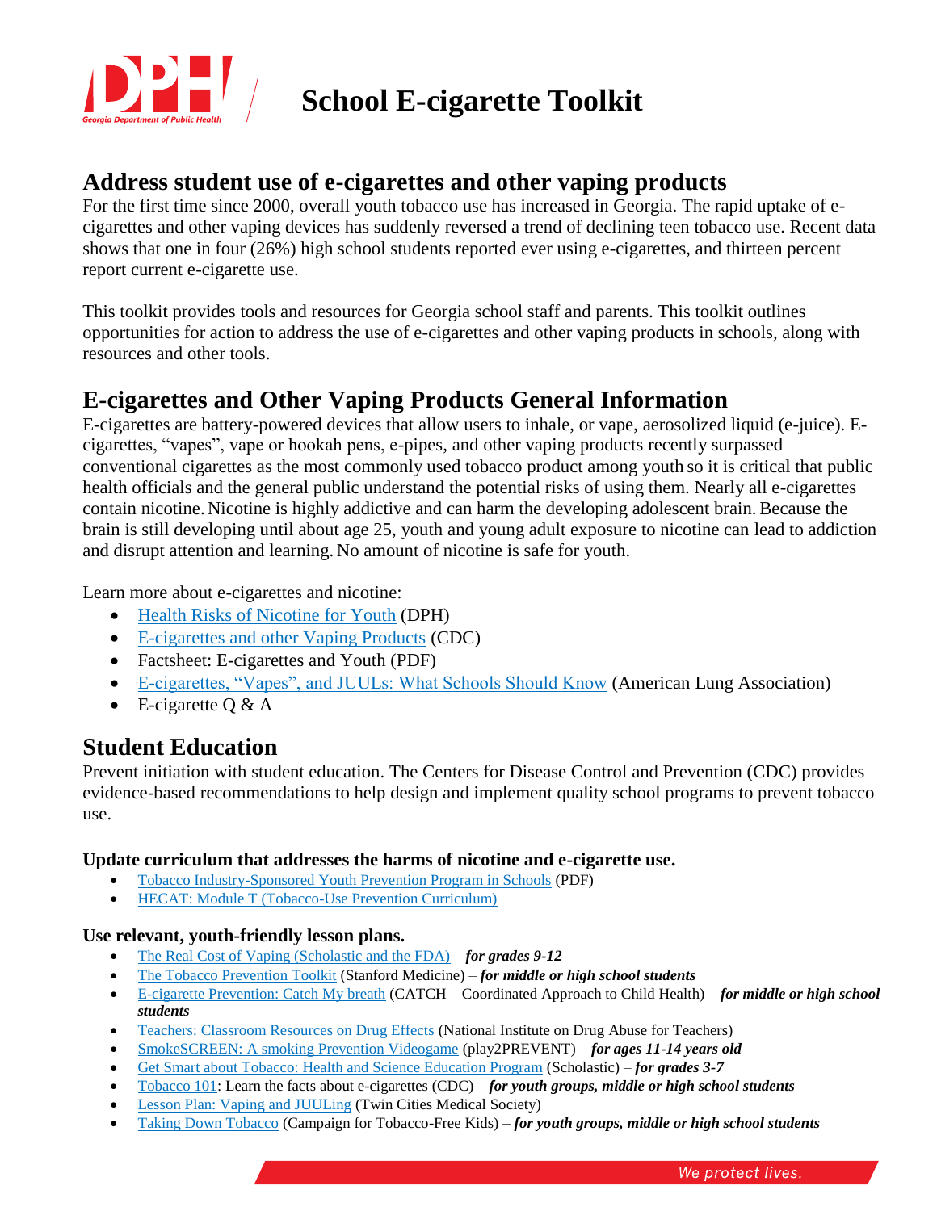# School E-cigarette Toolkit

## Address student use of e-cigarettes and other vaping products

For the first time since 2000, overall youth tobacco use has increased in Georgia. The rapid uptake of e-cigarettes and other vaping devices has suddenly reversed a trend of declining teen tobacco use. Recent data shows that one in four (26%) high school students reported ever using e-cigarettes, and thirteen percent report current e-cigarette use.

This toolkit provides tools and resources for Georgia school staff and parents. This toolkit outlines opportunities for action to address the use of e-cigarettes and other vaping products in schools, along with resources and other tools.

## E-cigarettes and Other Vaping Products General Information

E-cigarettes are battery-powered devices that allow users to inhale, or vape, aerosolized liquid (e-juice). E-cigarettes, "vapes", vape or hookah pens, e-pipes, and other vaping products recently surpassed conventional cigarettes as the most commonly used tobacco product among youth so it is critical that public health officials and the general public understand the potential risks of using them. Nearly all e-cigarettes contain nicotine. Nicotine is highly addictive and can harm the developing adolescent brain. Because the brain is still developing until about age 25, youth and young adult exposure to nicotine can lead to addiction and disrupt attention and learning. No amount of nicotine is safe for youth.

Learn more about e-cigarettes and nicotine:

- Health Risks of Nicotine for Youth (DPH)
- E-cigarettes and other Vaping Products (CDC)
- Factsheet: E-cigarettes and Youth (PDF)
- E-cigarettes, "Vapes", and JUULs: What Schools Should Know (American Lung Association)
- E-cigarette Q & A

## Student Education

Prevent initiation with student education. The Centers for Disease Control and Prevention (CDC) provides evidence-based recommendations to help design and implement quality school programs to prevent tobacco use.

**Update curriculum that addresses the harms of nicotine and e-cigarette use.**

- Tobacco Industry-Sponsored Youth Prevention Program in Schools (PDF)
- HECAT: Module T (Tobacco-Use Prevention Curriculum)

**Use relevant, youth-friendly lesson plans.**

- The Real Cost of Vaping (Scholastic and the FDA) – ***for grades 9-12***
- The Tobacco Prevention Toolkit (Stanford Medicine) – ***for middle or high school students***
- E-cigarette Prevention: Catch My breath (CATCH – Coordinated Approach to Child Health) – ***for middle or high school students***
- Teachers: Classroom Resources on Drug Effects (National Institute on Drug Abuse for Teachers)
- SmokeSCREEN: A smoking Prevention Videogame (play2PREVENT) – ***for ages 11-14 years old***
- Get Smart about Tobacco: Health and Science Education Program (Scholastic) – ***for grades 3-7***
- Tobacco 101: Learn the facts about e-cigarettes (CDC) – ***for youth groups, middle or high school students***
- Lesson Plan: Vaping and JUULing (Twin Cities Medical Society)
- Taking Down Tobacco (Campaign for Tobacco-Free Kids) – ***for youth groups, middle or high school students***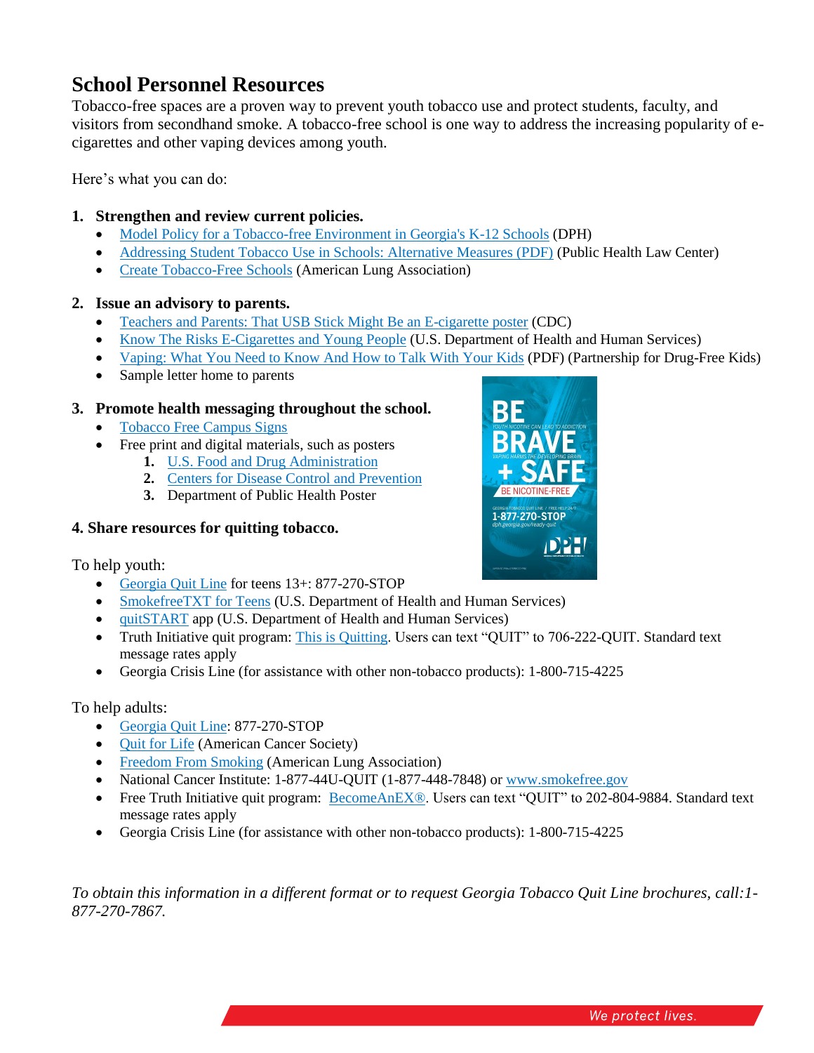## School Personnel Resources

Tobacco-free spaces are a proven way to prevent youth tobacco use and protect students, faculty, and visitors from secondhand smoke. A tobacco-free school is one way to address the increasing popularity of e-cigarettes and other vaping devices among youth.

Here's what you can do:

1. **Strengthen and review current policies.**
   - Model Policy for a Tobacco-free Environment in Georgia's K-12 Schools (DPH)
   - Addressing Student Tobacco Use in Schools: Alternative Measures (PDF) (Public Health Law Center)
   - Create Tobacco-Free Schools (American Lung Association)

2. **Issue an advisory to parents.**
   - Teachers and Parents: That USB Stick Might Be an E-cigarette poster (CDC)
   - Know The Risks E-Cigarettes and Young People (U.S. Department of Health and Human Services)
   - Vaping: What You Need to Know And How to Talk With Your Kids (PDF) (Partnership for Drug-Free Kids)
   - Sample letter home to parents

3. **Promote health messaging throughout the school.**
   - Tobacco Free Campus Signs
   - Free print and digital materials, such as posters
     1. U.S. Food and Drug Administration
     2. Centers for Disease Control and Prevention
     3. Department of Public Health Poster

**4. Share resources for quitting tobacco.**

To help youth:

- Georgia Quit Line for teens 13+: 877-270-STOP
- SmokefreeTXT for Teens (U.S. Department of Health and Human Services)
- quitSTART app (U.S. Department of Health and Human Services)
- Truth Initiative quit program: This is Quitting. Users can text "QUIT" to 706-222-QUIT. Standard text message rates apply
- Georgia Crisis Line (for assistance with other non-tobacco products): 1-800-715-4225

To help adults:

- Georgia Quit Line: 877-270-STOP
- Quit for Life (American Cancer Society)
- Freedom From Smoking (American Lung Association)
- National Cancer Institute: 1-877-44U-QUIT (1-877-448-7848) or www.smokefree.gov
- Free Truth Initiative quit program: BecomeAnEX®. Users can text "QUIT" to 202-804-9884. Standard text message rates apply
- Georgia Crisis Line (for assistance with other non-tobacco products): 1-800-715-4225

*To obtain this information in a different format or to request Georgia Tobacco Quit Line brochures, call:1-877-270-7867.*